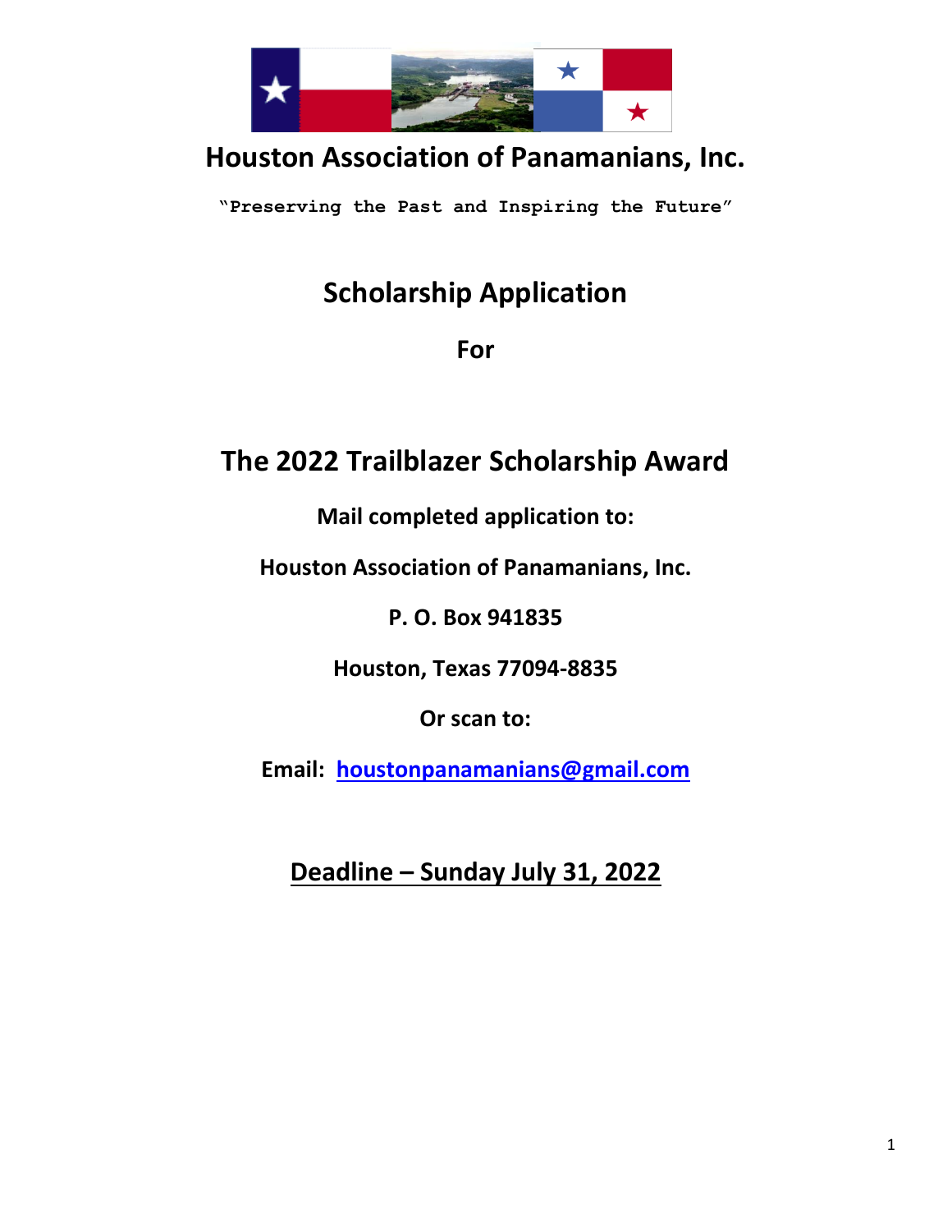# Houston Association of Panamanians, Inc.

**"Preserving the Past and Inspiring the Future"**

## Scholarship Application

### For

## The 2022 Trailblazer Scholarship Award

**Mail completed application to:**

**Houston Association of Panamanians, Inc.**

**P. O. Box 941835**

**Houston, Texas 77094-8835**

**Or scan to:**

**Email: houstonpanamanians@gmail.com**

## Deadline – Sunday July 31, 2022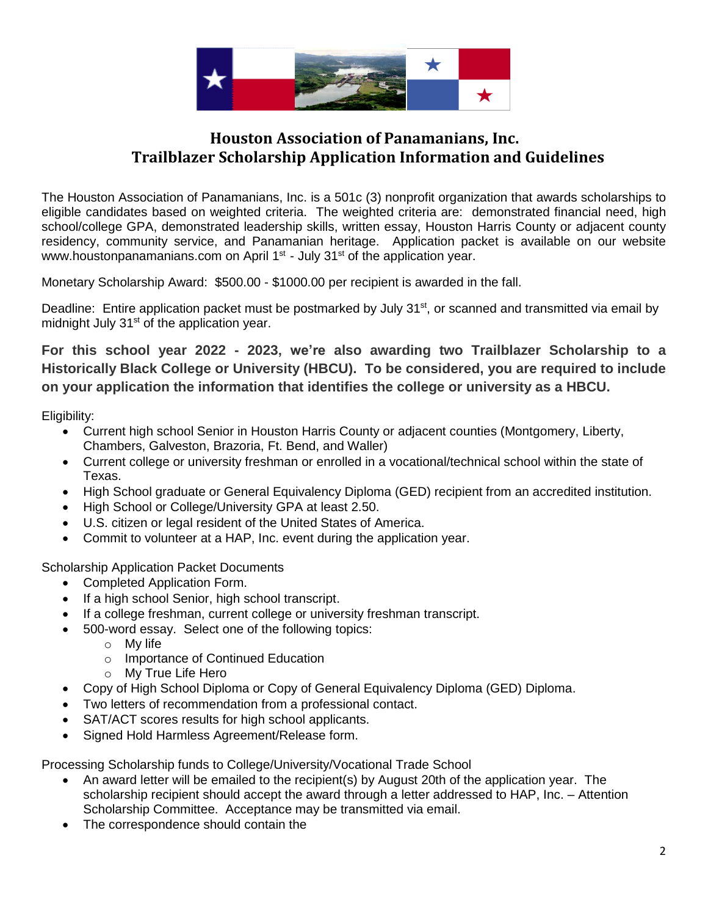## Houston Association of Panamanians, Inc.
## Trailblazer Scholarship Application Information and Guidelines

The Houston Association of Panamanians, Inc. is a 501c (3) nonprofit organization that awards scholarships to eligible candidates based on weighted criteria. The weighted criteria are: demonstrated financial need, high school/college GPA, demonstrated leadership skills, written essay, Houston Harris County or adjacent county residency, community service, and Panamanian heritage. Application packet is available on our website www.houstonpanamanians.com on April 1st - July 31st of the application year.

Monetary Scholarship Award: $500.00 - $1000.00 per recipient is awarded in the fall.

Deadline: Entire application packet must be postmarked by July 31st, or scanned and transmitted via email by midnight July 31st of the application year.

**For this school year 2022 - 2023, we're also awarding two Trailblazer Scholarship to a Historically Black College or University (HBCU). To be considered, you are required to include on your application the information that identifies the college or university as a HBCU.**

Eligibility:

- Current high school Senior in Houston Harris County or adjacent counties (Montgomery, Liberty, Chambers, Galveston, Brazoria, Ft. Bend, and Waller)
- Current college or university freshman or enrolled in a vocational/technical school within the state of Texas.
- High School graduate or General Equivalency Diploma (GED) recipient from an accredited institution.
- High School or College/University GPA at least 2.50.
- U.S. citizen or legal resident of the United States of America.
- Commit to volunteer at a HAP, Inc. event during the application year.

Scholarship Application Packet Documents

- Completed Application Form.
- If a high school Senior, high school transcript.
- If a college freshman, current college or university freshman transcript.
- 500-word essay. Select one of the following topics:
  - My life
  - Importance of Continued Education
  - My True Life Hero
- Copy of High School Diploma or Copy of General Equivalency Diploma (GED) Diploma.
- Two letters of recommendation from a professional contact.
- SAT/ACT scores results for high school applicants.
- Signed Hold Harmless Agreement/Release form.

Processing Scholarship funds to College/University/Vocational Trade School

- An award letter will be emailed to the recipient(s) by August 20th of the application year. The scholarship recipient should accept the award through a letter addressed to HAP, Inc. – Attention Scholarship Committee. Acceptance may be transmitted via email.
- The correspondence should contain the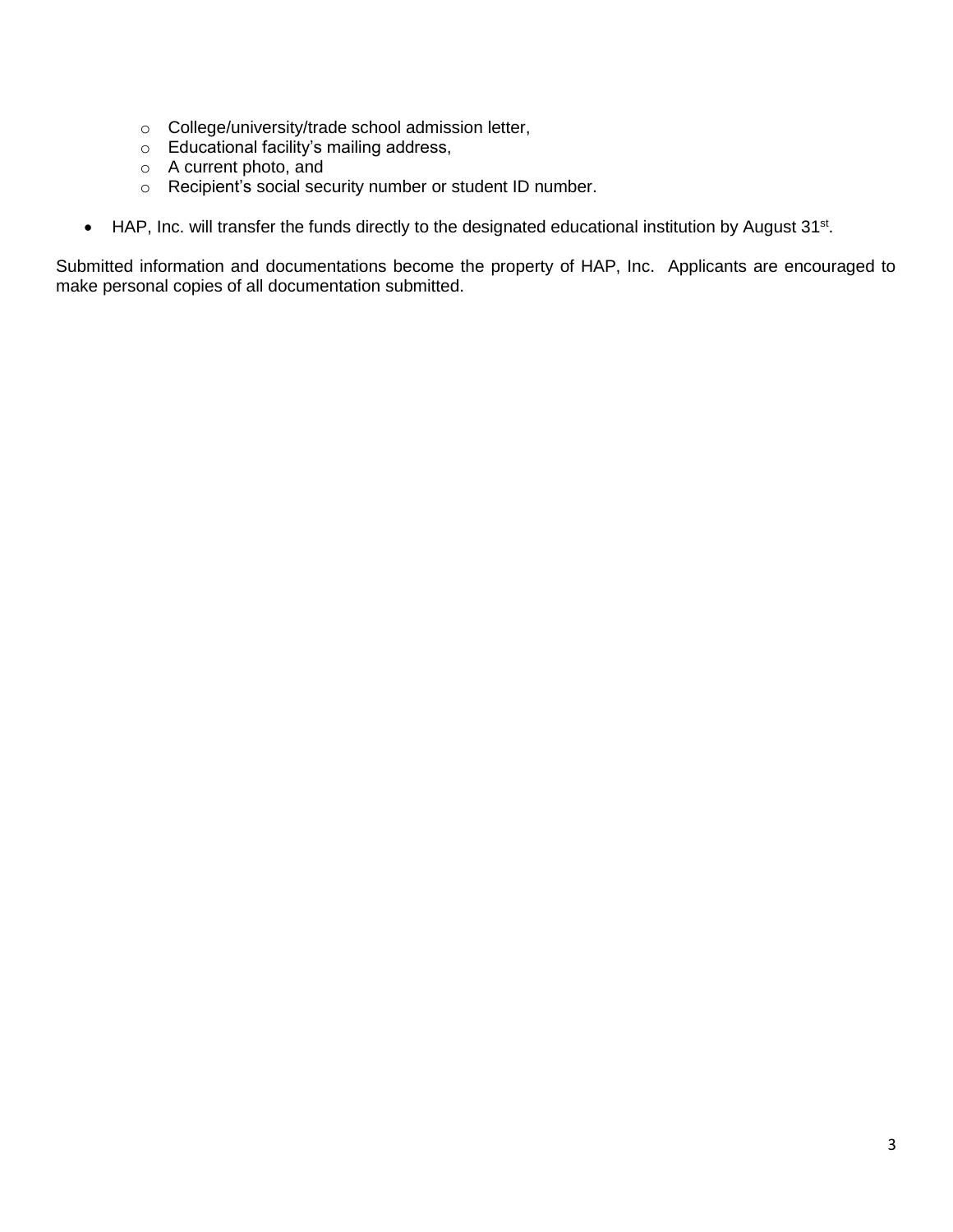- College/university/trade school admission letter,
  - Educational facility's mailing address,
  - A current photo, and
  - Recipient's social security number or student ID number.

- HAP, Inc. will transfer the funds directly to the designated educational institution by August 31st.

Submitted information and documentations become the property of HAP, Inc. Applicants are encouraged to make personal copies of all documentation submitted.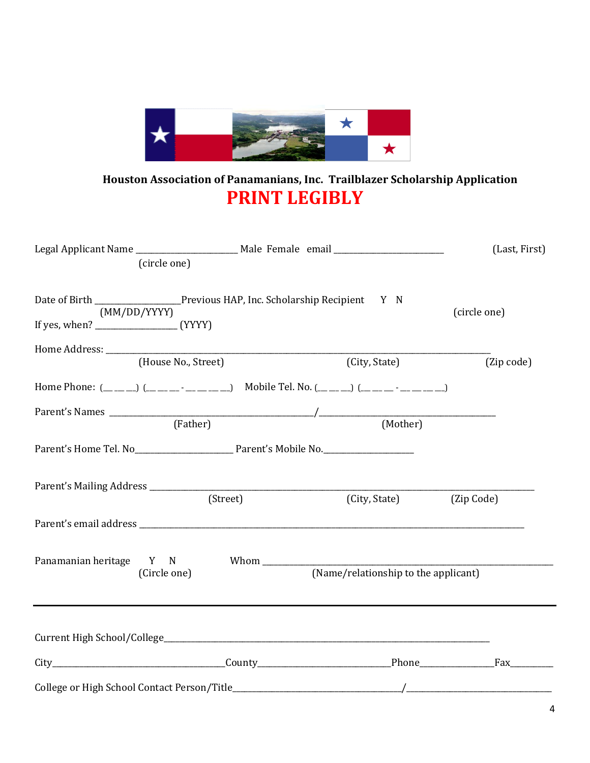**Houston Association of Panamanians, Inc. Trailblazer Scholarship Application**

# PRINT LEGIBLY

Legal Applicant Name _______________________ Male Female email ___________________________ (Last, First)
(circle one)

Date of Birth ___________________Previous HAP, Inc. Scholarship Recipient Y N
(MM/DD/YYYY) (circle one)
If yes, when? __________________ (YYYY)

Home Address: ________________________________________________________________________________
(House No., Street) (City, State) (Zip code)

Home Phone: (__ __ __) (__ __ __ - __ __ __ __) Mobile Tel. No. (__ __ __) (__ __ __ - __ __ __ __)

Parent's Names _______________________________________________/________________________________________
(Father) (Mother)

Parent's Home Tel. No______________________ Parent's Mobile No.____________________

Parent's Mailing Address ____________________________________________________________________________
(Street) (City, State) (Zip Code)

Parent's email address _______________________________________________________________________________

Panamanian heritage Y N Whom ________________________________________________________________
(Circle one) (Name/relationship to the applicant)

---

Current High School/College_________________________________________________________________________

City_______________________________________County_____________________________Phone________________Fax__________

College or High School Contact Person/Title______________________________________/__________________________________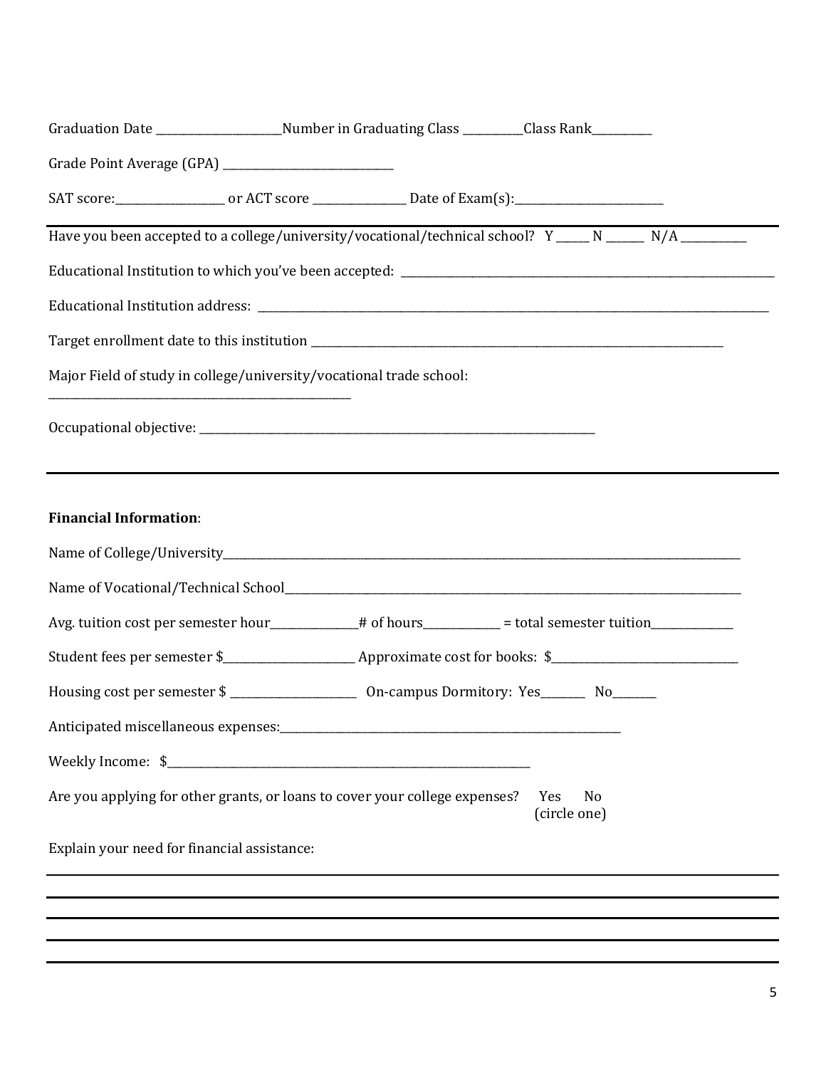Graduation Date ______________________Number in Graduating Class __________Class Rank__________

Grade Point Average (GPA) ______________________________

SAT score:___________________ or ACT score ________________ Date of Exam(s):__________________________

---

Have you been accepted to a college/university/vocational/technical school? Y _____ N ______ N/A ___________

Educational Institution to which you've been accepted: ____________________________________________________________________

Educational Institution address: ______________________________________________________________________________________________

Target enrollment date to this institution ______________________________________________________________________________

Major Field of study in college/university/vocational trade school:
_____________________________________________________

Occupational objective: _________________________________________________________________________

---

**Financial Information**:

Name of College/University_____________________________________________________________________________________________

Name of Vocational/Technical School___________________________________________________________________________________

Avg. tuition cost per semester hour_______________# of hours_____________ = total semester tuition______________

Student fees per semester $________________________ Approximate cost for books: $________________________________

Housing cost per semester $ ______________________ On-campus Dormitory: Yes________ No________

Anticipated miscellaneous expenses:_______________________________________________________________

Weekly Income: $__________________________________________________________________

Are you applying for other grants, or loans to cover your college expenses? Yes No (circle one)

Explain your need for financial assistance:

_____________________________________________________________________________________________________________

_____________________________________________________________________________________________________________

_____________________________________________________________________________________________________________

_____________________________________________________________________________________________________________

_____________________________________________________________________________________________________________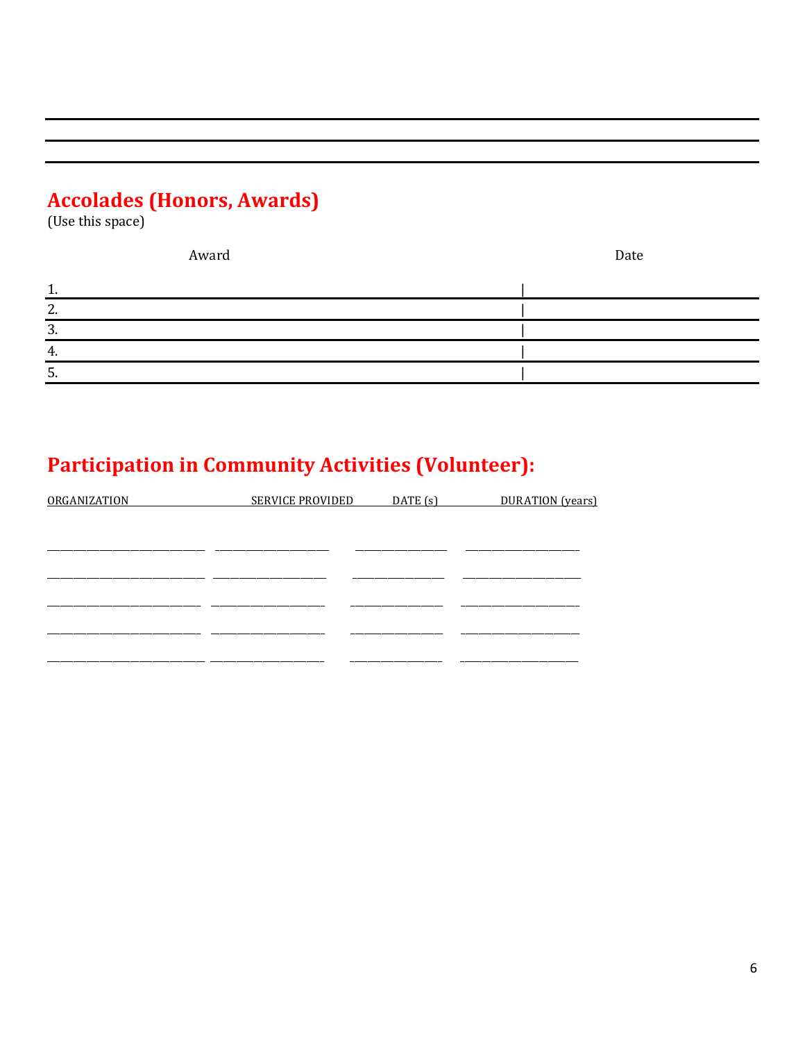## Accolades (Honors, Awards)

(Use this space)

| Award | Date |
| --- | --- |
| 1. | |
| 2. | |
| 3. | |
| 4. | |
| 5. | |

## Participation in Community Activities (Volunteer):

| ORGANIZATION | SERVICE PROVIDED | DATE (s) | DURATION (years) |
| --- | --- | --- | --- |
| | | | |
| | | | |
| | | | |
| | | | |
| | | | |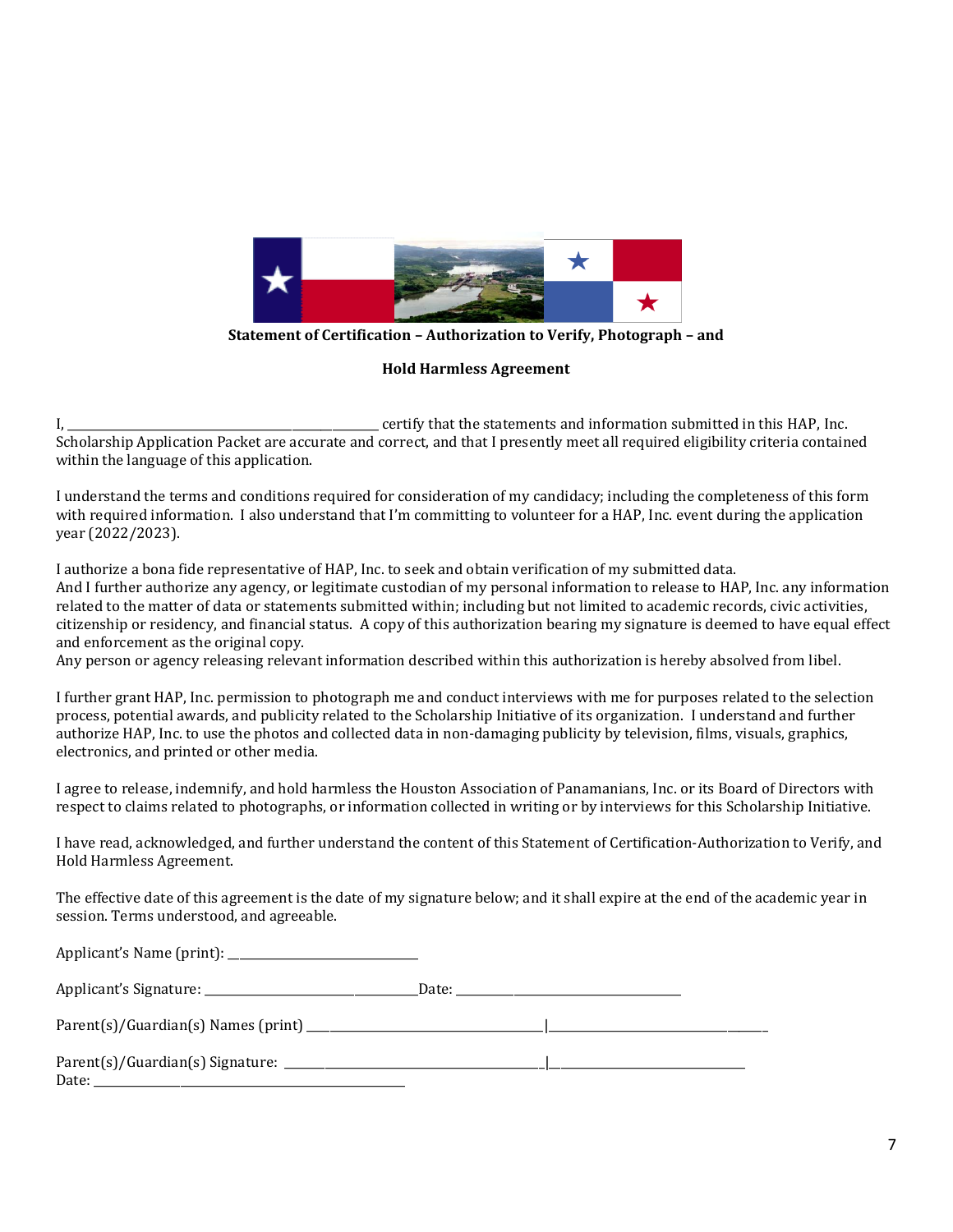**Statement of Certification – Authorization to Verify, Photograph – and**

**Hold Harmless Agreement**

I, ________________________________________________ certify that the statements and information submitted in this HAP, Inc. Scholarship Application Packet are accurate and correct, and that I presently meet all required eligibility criteria contained within the language of this application.

I understand the terms and conditions required for consideration of my candidacy; including the completeness of this form with required information. I also understand that I'm committing to volunteer for a HAP, Inc. event during the application year (2022/2023).

I authorize a bona fide representative of HAP, Inc. to seek and obtain verification of my submitted data.
And I further authorize any agency, or legitimate custodian of my personal information to release to HAP, Inc. any information related to the matter of data or statements submitted within; including but not limited to academic records, civic activities, citizenship or residency, and financial status. A copy of this authorization bearing my signature is deemed to have equal effect and enforcement as the original copy.
Any person or agency releasing relevant information described within this authorization is hereby absolved from libel.

I further grant HAP, Inc. permission to photograph me and conduct interviews with me for purposes related to the selection process, potential awards, and publicity related to the Scholarship Initiative of its organization. I understand and further authorize HAP, Inc. to use the photos and collected data in non-damaging publicity by television, films, visuals, graphics, electronics, and printed or other media.

I agree to release, indemnify, and hold harmless the Houston Association of Panamanians, Inc. or its Board of Directors with respect to claims related to photographs, or information collected in writing or by interviews for this Scholarship Initiative.

I have read, acknowledged, and further understand the content of this Statement of Certification-Authorization to Verify, and Hold Harmless Agreement.

The effective date of this agreement is the date of my signature below; and it shall expire at the end of the academic year in session. Terms understood, and agreeable.

Applicant's Name (print): ______________________________

Applicant's Signature: _________________________________Date: ___________________________________

Parent(s)/Guardian(s) Names (print) _____________________________________|___________________________________

Parent(s)/Guardian(s) Signature: _________________________________________|_______________________________
Date: _______________________________________________________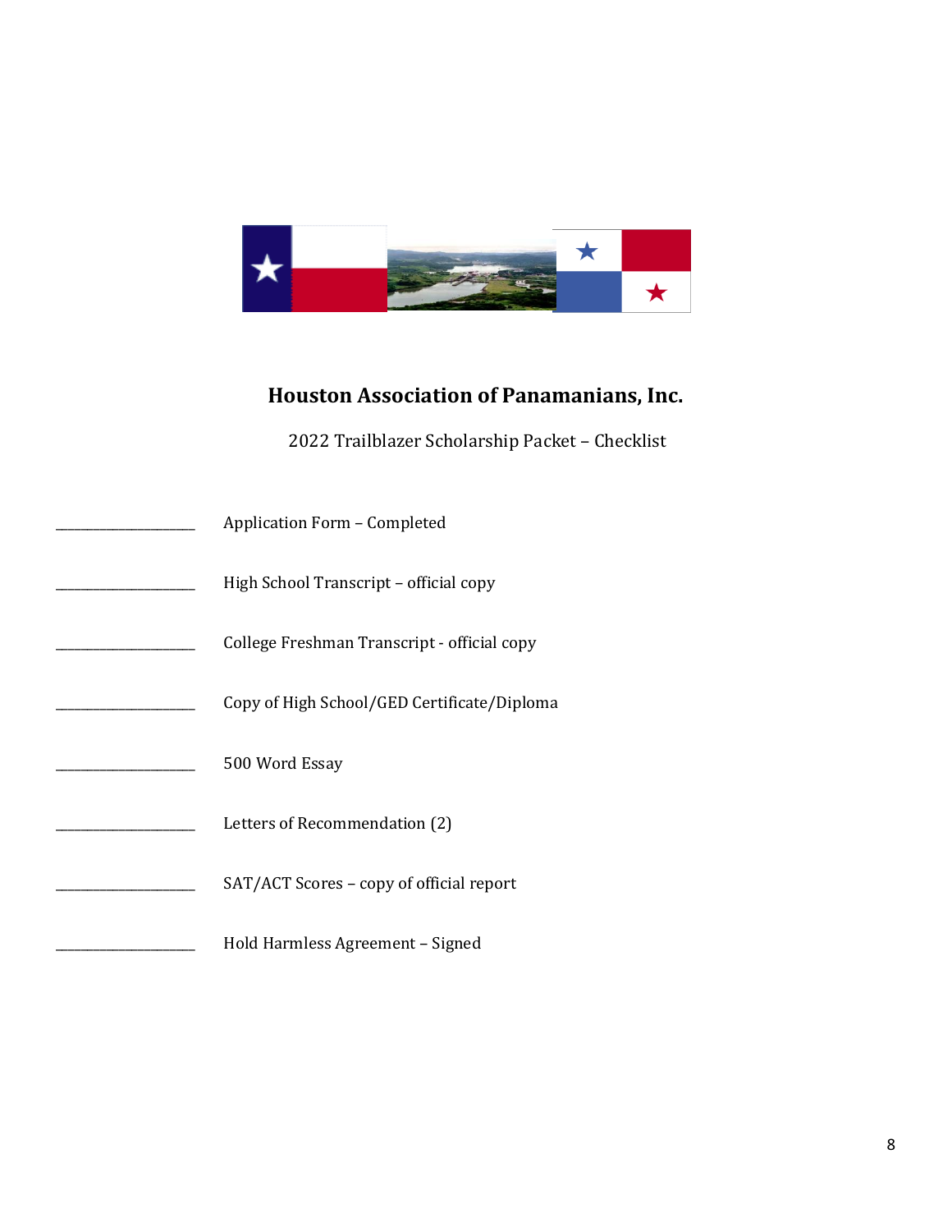# Houston Association of Panamanians, Inc.

2022 Trailblazer Scholarship Packet – Checklist

\_\_\_\_\_\_\_\_\_\_\_\_\_\_\_\_\_\_\_\_ Application Form – Completed

\_\_\_\_\_\_\_\_\_\_\_\_\_\_\_\_\_\_\_\_ High School Transcript – official copy

\_\_\_\_\_\_\_\_\_\_\_\_\_\_\_\_\_\_\_\_ College Freshman Transcript - official copy

\_\_\_\_\_\_\_\_\_\_\_\_\_\_\_\_\_\_\_\_ Copy of High School/GED Certificate/Diploma

\_\_\_\_\_\_\_\_\_\_\_\_\_\_\_\_\_\_\_\_ 500 Word Essay

\_\_\_\_\_\_\_\_\_\_\_\_\_\_\_\_\_\_\_\_ Letters of Recommendation (2)

\_\_\_\_\_\_\_\_\_\_\_\_\_\_\_\_\_\_\_\_ SAT/ACT Scores – copy of official report

\_\_\_\_\_\_\_\_\_\_\_\_\_\_\_\_\_\_\_\_ Hold Harmless Agreement – Signed